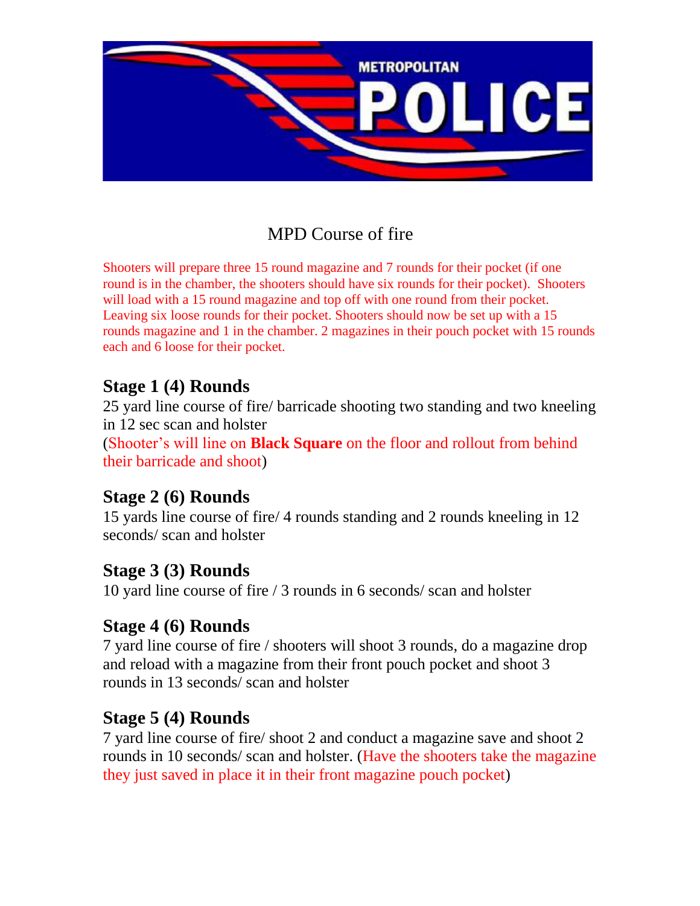METROPOLITAN POLICE

# MPD Course of fire

Shooters will prepare three 15 round magazine and 7 rounds for their pocket (if one round is in the chamber, the shooters should have six rounds for their pocket). Shooters will load with a 15 round magazine and top off with one round from their pocket. Leaving six loose rounds for their pocket. Shooters should now be set up with a 15 rounds magazine and 1 in the chamber. 2 magazines in their pouch pocket with 15 rounds each and 6 loose for their pocket.

## Stage 1 (4) Rounds

25 yard line course of fire/ barricade shooting two standing and two kneeling in 12 sec scan and holster
(Shooter's will line on **Black Square** on the floor and rollout from behind their barricade and shoot)

## Stage 2 (6) Rounds

15 yards line course of fire/ 4 rounds standing and 2 rounds kneeling in 12 seconds/ scan and holster

## Stage 3 (3) Rounds

10 yard line course of fire / 3 rounds in 6 seconds/ scan and holster

## Stage 4 (6) Rounds

7 yard line course of fire / shooters will shoot 3 rounds, do a magazine drop and reload with a magazine from their front pouch pocket and shoot 3 rounds in 13 seconds/ scan and holster

## Stage 5 (4) Rounds

7 yard line course of fire/ shoot 2 and conduct a magazine save and shoot 2 rounds in 10 seconds/ scan and holster. (Have the shooters take the magazine they just saved in place it in their front magazine pouch pocket)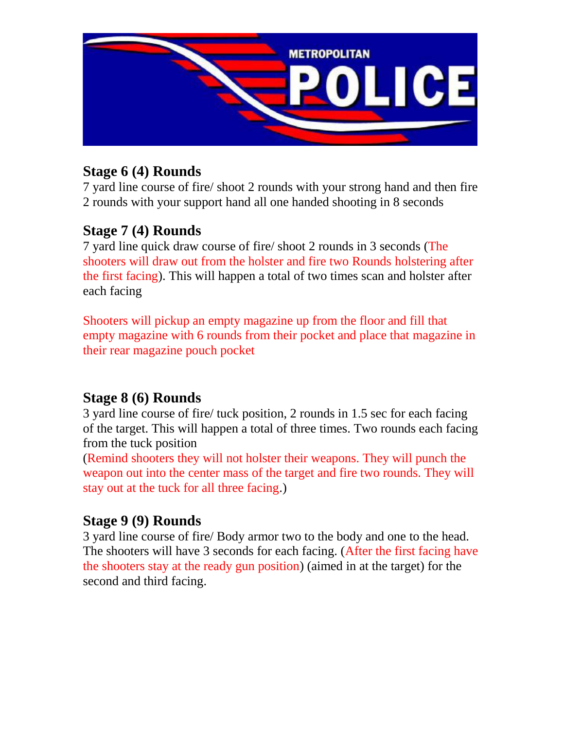## Stage 6 (4) Rounds

7 yard line course of fire/ shoot 2 rounds with your strong hand and then fire 2 rounds with your support hand all one handed shooting in 8 seconds

## Stage 7 (4) Rounds

7 yard line quick draw course of fire/ shoot 2 rounds in 3 seconds (The shooters will draw out from the holster and fire two Rounds holstering after the first facing). This will happen a total of two times scan and holster after each facing

Shooters will pickup an empty magazine up from the floor and fill that empty magazine with 6 rounds from their pocket and place that magazine in their rear magazine pouch pocket

## Stage 8 (6) Rounds

3 yard line course of fire/ tuck position, 2 rounds in 1.5 sec for each facing of the target. This will happen a total of three times. Two rounds each facing from the tuck position
(Remind shooters they will not holster their weapons. They will punch the weapon out into the center mass of the target and fire two rounds. They will stay out at the tuck for all three facing.)

## Stage 9 (9) Rounds

3 yard line course of fire/ Body armor two to the body and one to the head. The shooters will have 3 seconds for each facing. (After the first facing have the shooters stay at the ready gun position) (aimed in at the target) for the second and third facing.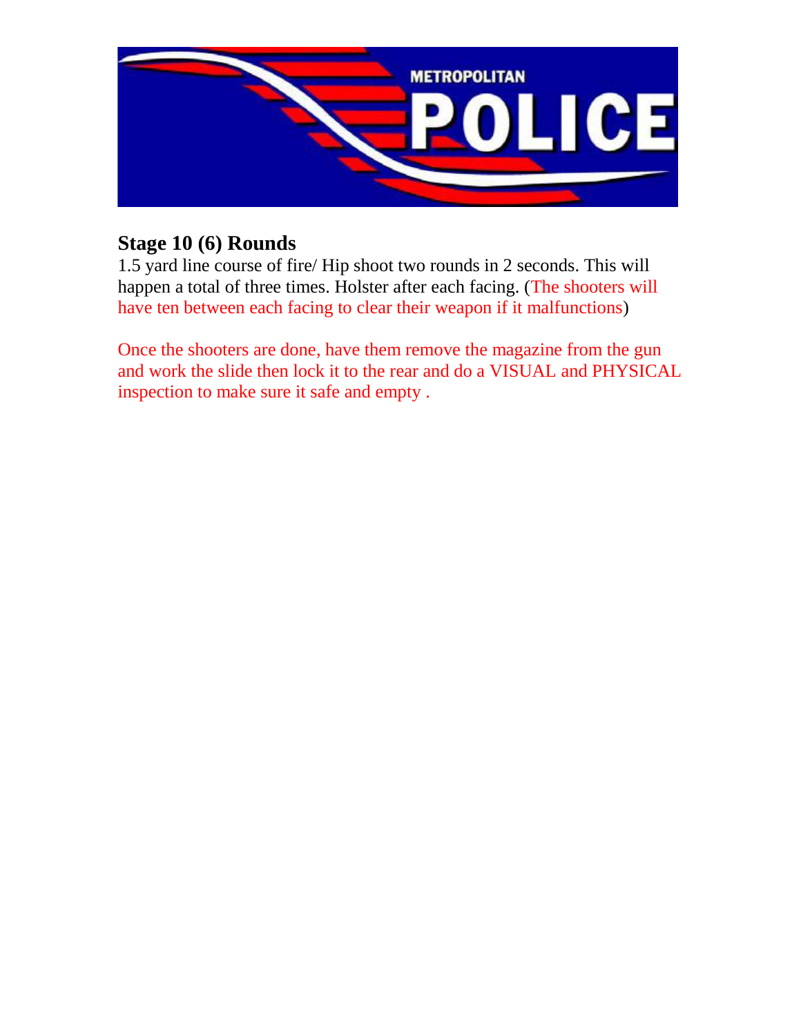## Stage 10 (6) Rounds

1.5 yard line course of fire/ Hip shoot two rounds in 2 seconds. This will happen a total of three times. Holster after each facing. (The shooters will have ten between each facing to clear their weapon if it malfunctions)

Once the shooters are done, have them remove the magazine from the gun and work the slide then lock it to the rear and do a VISUAL and PHYSICAL inspection to make sure it safe and empty .